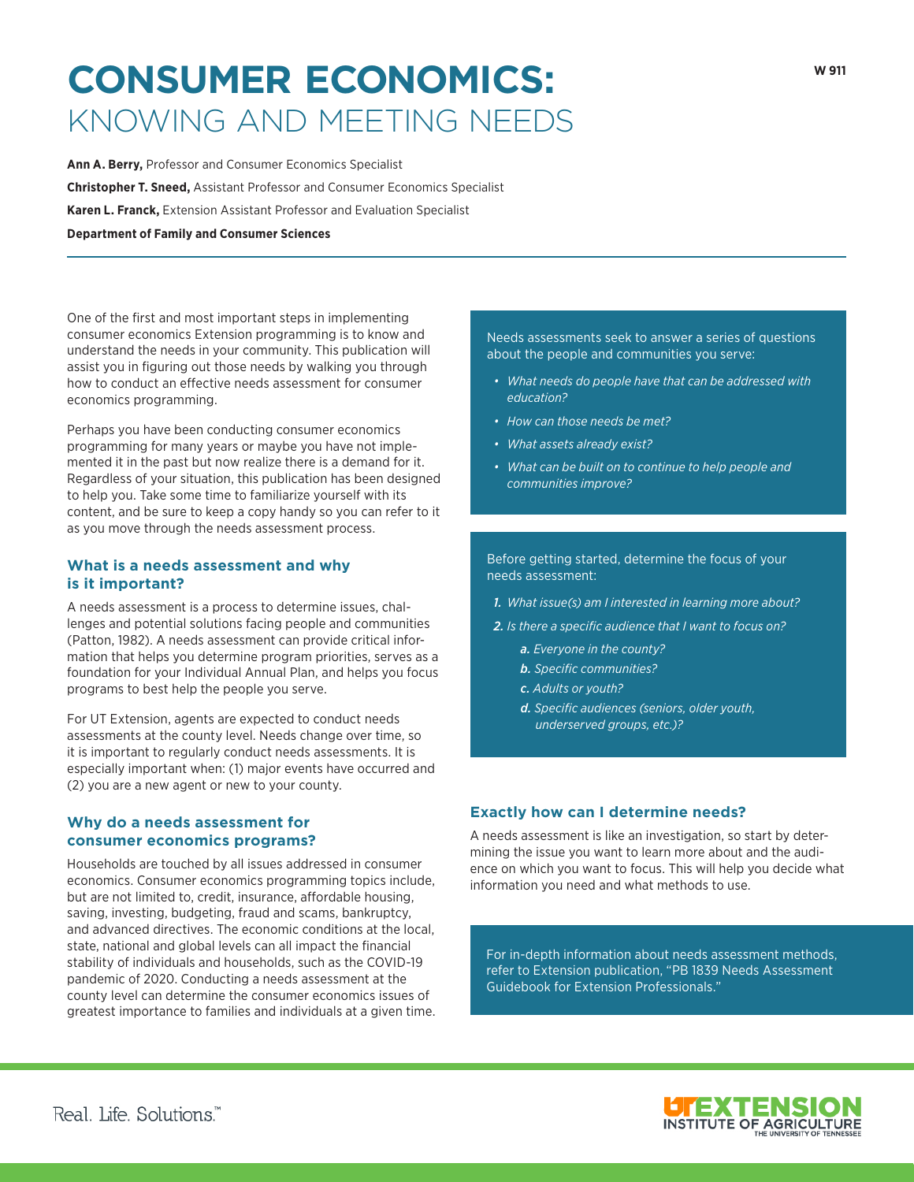# CONSUMER ECONOMICS: KNOWING AND MEETING NEEDS

W 911

**Ann A. Berry,** Professor and Consumer Economics Specialist

**Christopher T. Sneed,** Assistant Professor and Consumer Economics Specialist

**Karen L. Franck,** Extension Assistant Professor and Evaluation Specialist

**Department of Family and Consumer Sciences**

One of the first and most important steps in implementing consumer economics Extension programming is to know and understand the needs in your community. This publication will assist you in figuring out those needs by walking you through how to conduct an effective needs assessment for consumer economics programming.

Perhaps you have been conducting consumer economics programming for many years or maybe you have not implemented it in the past but now realize there is a demand for it. Regardless of your situation, this publication has been designed to help you. Take some time to familiarize yourself with its content, and be sure to keep a copy handy so you can refer to it as you move through the needs assessment process.

## What is a needs assessment and why is it important?

A needs assessment is a process to determine issues, challenges and potential solutions facing people and communities (Patton, 1982). A needs assessment can provide critical information that helps you determine program priorities, serves as a foundation for your Individual Annual Plan, and helps you focus programs to best help the people you serve.

For UT Extension, agents are expected to conduct needs assessments at the county level. Needs change over time, so it is important to regularly conduct needs assessments. It is especially important when: (1) major events have occurred and (2) you are a new agent or new to your county.

## Why do a needs assessment for consumer economics programs?

Households are touched by all issues addressed in consumer economics. Consumer economics programming topics include, but are not limited to, credit, insurance, affordable housing, saving, investing, budgeting, fraud and scams, bankruptcy, and advanced directives. The economic conditions at the local, state, national and global levels can all impact the financial stability of individuals and households, such as the COVID-19 pandemic of 2020. Conducting a needs assessment at the county level can determine the consumer economics issues of greatest importance to families and individuals at a given time.

Needs assessments seek to answer a series of questions about the people and communities you serve:

- *What needs do people have that can be addressed with education?*
- *How can those needs be met?*
- *What assets already exist?*
- *What can be built on to continue to help people and communities improve?*

Before getting started, determine the focus of your needs assessment:

1. *What issue(s) am I interested in learning more about?*
2. *Is there a specific audience that I want to focus on?*
   - a. *Everyone in the county?*
   - b. *Specific communities?*
   - c. *Adults or youth?*
   - d. *Specific audiences (seniors, older youth, underserved groups, etc.)?*

## Exactly how can I determine needs?

A needs assessment is like an investigation, so start by determining the issue you want to learn more about and the audience on which you want to focus. This will help you decide what information you need and what methods to use.

For in-depth information about needs assessment methods, refer to Extension publication, "PB 1839 Needs Assessment Guidebook for Extension Professionals."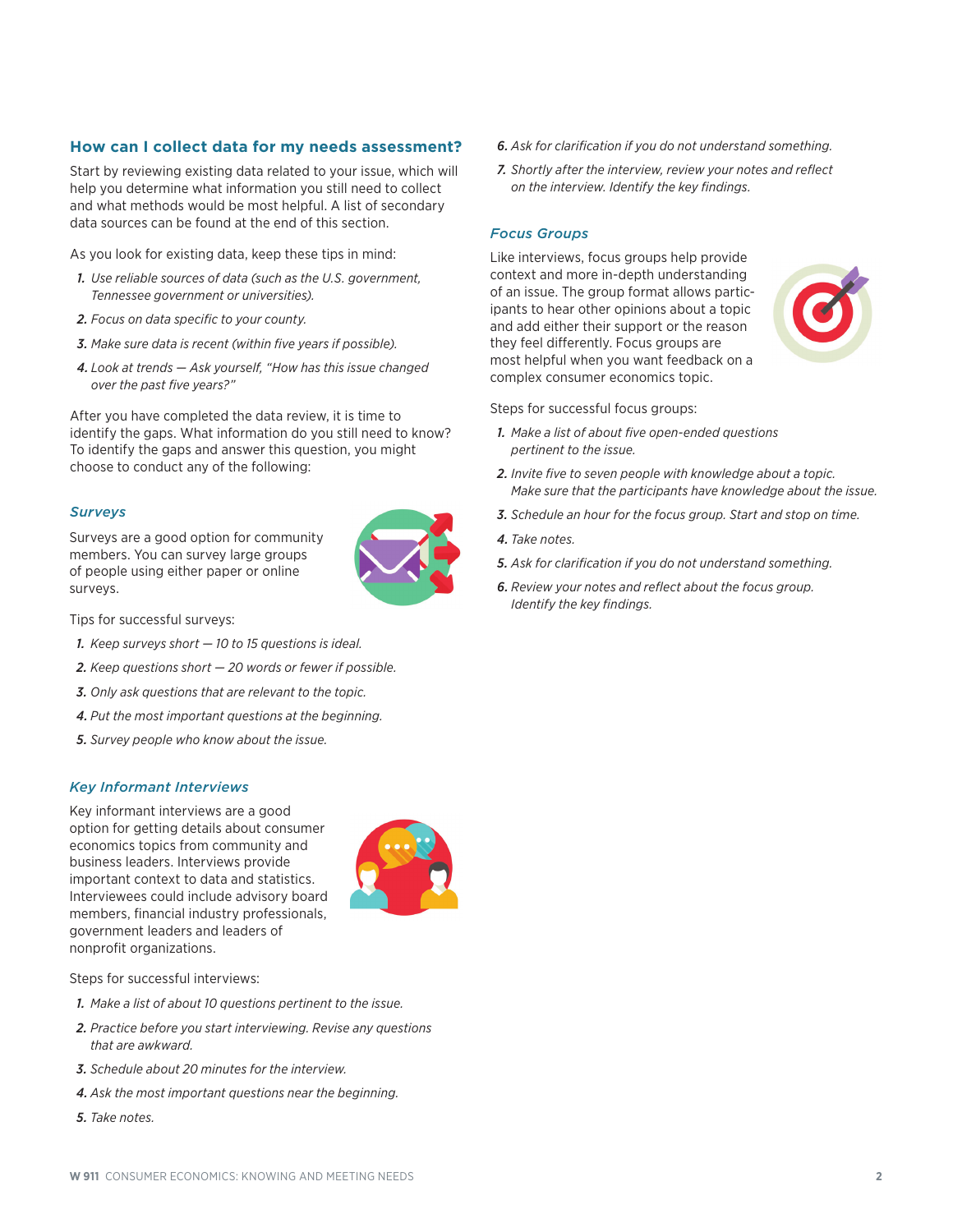## How can I collect data for my needs assessment?

Start by reviewing existing data related to your issue, which will help you determine what information you still need to collect and what methods would be most helpful. A list of secondary data sources can be found at the end of this section.

As you look for existing data, keep these tips in mind:

1. *Use reliable sources of data (such as the U.S. government, Tennessee government or universities).*
2. *Focus on data specific to your county.*
3. *Make sure data is recent (within five years if possible).*
4. *Look at trends — Ask yourself, "How has this issue changed over the past five years?"*

After you have completed the data review, it is time to identify the gaps. What information do you still need to know? To identify the gaps and answer this question, you might choose to conduct any of the following:

### *Surveys*

Surveys are a good option for community members. You can survey large groups of people using either paper or online surveys.

Tips for successful surveys:

1. *Keep surveys short — 10 to 15 questions is ideal.*
2. *Keep questions short — 20 words or fewer if possible.*
3. *Only ask questions that are relevant to the topic.*
4. *Put the most important questions at the beginning.*
5. *Survey people who know about the issue.*

### *Key Informant Interviews*

Key informant interviews are a good option for getting details about consumer economics topics from community and business leaders. Interviews provide important context to data and statistics. Interviewees could include advisory board members, financial industry professionals, government leaders and leaders of nonprofit organizations.

Steps for successful interviews:

1. *Make a list of about 10 questions pertinent to the issue.*
2. *Practice before you start interviewing. Revise any questions that are awkward.*
3. *Schedule about 20 minutes for the interview.*
4. *Ask the most important questions near the beginning.*
5. *Take notes.*
6. *Ask for clarification if you do not understand something.*
7. *Shortly after the interview, review your notes and reflect on the interview. Identify the key findings.*

### *Focus Groups*

Like interviews, focus groups help provide context and more in-depth understanding of an issue. The group format allows participants to hear other opinions about a topic and add either their support or the reason they feel differently. Focus groups are most helpful when you want feedback on a complex consumer economics topic.

Steps for successful focus groups:

1. *Make a list of about five open-ended questions pertinent to the issue.*
2. *Invite five to seven people with knowledge about a topic. Make sure that the participants have knowledge about the issue.*
3. *Schedule an hour for the focus group. Start and stop on time.*
4. *Take notes.*
5. *Ask for clarification if you do not understand something.*
6. *Review your notes and reflect about the focus group. Identify the key findings.*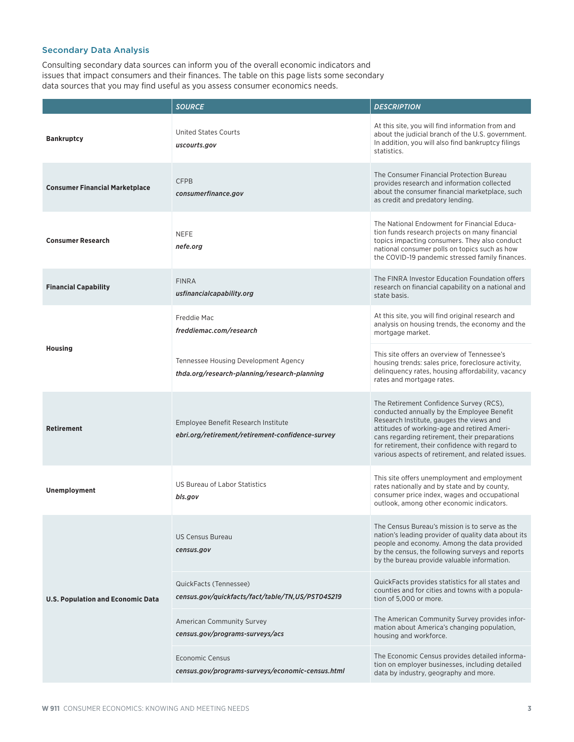### Secondary Data Analysis

Consulting secondary data sources can inform you of the overall economic indicators and issues that impact consumers and their finances. The table on this page lists some secondary data sources that you may find useful as you assess consumer economics needs.

| | *SOURCE* | *DESCRIPTION* |
|---|---|---|
| **Bankruptcy** | United States Courts<br>***uscourts.gov*** | At this site, you will find information from and about the judicial branch of the U.S. government. In addition, you will also find bankruptcy filings statistics. |
| **Consumer Financial Marketplace** | CFPB<br>***consumerfinance.gov*** | The Consumer Financial Protection Bureau provides research and information collected about the consumer financial marketplace, such as credit and predatory lending. |
| **Consumer Research** | NEFE<br>***nefe.org*** | The National Endowment for Financial Education funds research projects on many financial topics impacting consumers. They also conduct national consumer polls on topics such as how the COVID-19 pandemic stressed family finances. |
| **Financial Capability** | FINRA<br>***usfinancialcapability.org*** | The FINRA Investor Education Foundation offers research on financial capability on a national and state basis. |
| **Housing** | Freddie Mac<br>***freddiemac.com/research*** | At this site, you will find original research and analysis on housing trends, the economy and the mortgage market. |
| | Tennessee Housing Development Agency<br>***thda.org/research-planning/research-planning*** | This site offers an overview of Tennessee's housing trends: sales price, foreclosure activity, delinquency rates, housing affordability, vacancy rates and mortgage rates. |
| **Retirement** | Employee Benefit Research Institute<br>***ebri.org/retirement/retirement-confidence-survey*** | The Retirement Confidence Survey (RCS), conducted annually by the Employee Benefit Research Institute, gauges the views and attitudes of working-age and retired Americans regarding retirement, their preparations for retirement, their confidence with regard to various aspects of retirement, and related issues. |
| **Unemployment** | US Bureau of Labor Statistics<br>***bls.gov*** | This site offers unemployment and employment rates nationally and by state and by county, consumer price index, wages and occupational outlook, among other economic indicators. |
| **U.S. Population and Economic Data** | US Census Bureau<br>***census.gov*** | The Census Bureau's mission is to serve as the nation's leading provider of quality data about its people and economy. Among the data provided by the census, the following surveys and reports by the bureau provide valuable information. |
| | QuickFacts (Tennessee)<br>***census.gov/quickfacts/fact/table/TN,US/PST045219*** | QuickFacts provides statistics for all states and counties and for cities and towns with a population of 5,000 or more. |
| | American Community Survey<br>***census.gov/programs-surveys/acs*** | The American Community Survey provides information about America's changing population, housing and workforce. |
| | Economic Census<br>***census.gov/programs-surveys/economic-census.html*** | The Economic Census provides detailed information on employer businesses, including detailed data by industry, geography and more. |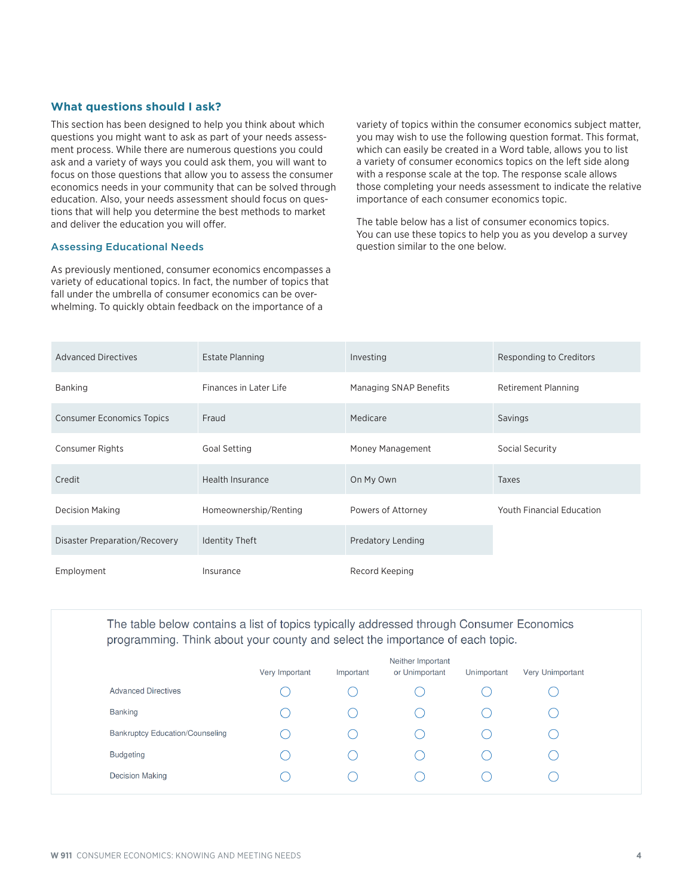## What questions should I ask?

This section has been designed to help you think about which questions you might want to ask as part of your needs assessment process. While there are numerous questions you could ask and a variety of ways you could ask them, you will want to focus on those questions that allow you to assess the consumer economics needs in your community that can be solved through education. Also, your needs assessment should focus on questions that will help you determine the best methods to market and deliver the education you will offer.

### Assessing Educational Needs

As previously mentioned, consumer economics encompasses a variety of educational topics. In fact, the number of topics that fall under the umbrella of consumer economics can be overwhelming. To quickly obtain feedback on the importance of a variety of topics within the consumer economics subject matter, you may wish to use the following question format. This format, which can easily be created in a Word table, allows you to list a variety of consumer economics topics on the left side along with a response scale at the top. The response scale allows those completing your needs assessment to indicate the relative importance of each consumer economics topic.

The table below has a list of consumer economics topics. You can use these topics to help you as you develop a survey question similar to the one below.

| | | | |
|---|---|---|---|
| Advanced Directives | Estate Planning | Investing | Responding to Creditors |
| Banking | Finances in Later Life | Managing SNAP Benefits | Retirement Planning |
| Consumer Economics Topics | Fraud | Medicare | Savings |
| Consumer Rights | Goal Setting | Money Management | Social Security |
| Credit | Health Insurance | On My Own | Taxes |
| Decision Making | Homeownership/Renting | Powers of Attorney | Youth Financial Education |
| Disaster Preparation/Recovery | Identity Theft | Predatory Lending | |
| Employment | Insurance | Record Keeping | |

The table below contains a list of topics typically addressed through Consumer Economics programming. Think about your county and select the importance of each topic.

| | Very Important | Important | Neither Important or Unimportant | Unimportant | Very Unimportant |
|---|---|---|---|---|---|
| Advanced Directives | ○ | ○ | ○ | ○ | ○ |
| Banking | ○ | ○ | ○ | ○ | ○ |
| Bankruptcy Education/Counseling | ○ | ○ | ○ | ○ | ○ |
| Budgeting | ○ | ○ | ○ | ○ | ○ |
| Decision Making | ○ | ○ | ○ | ○ | ○ |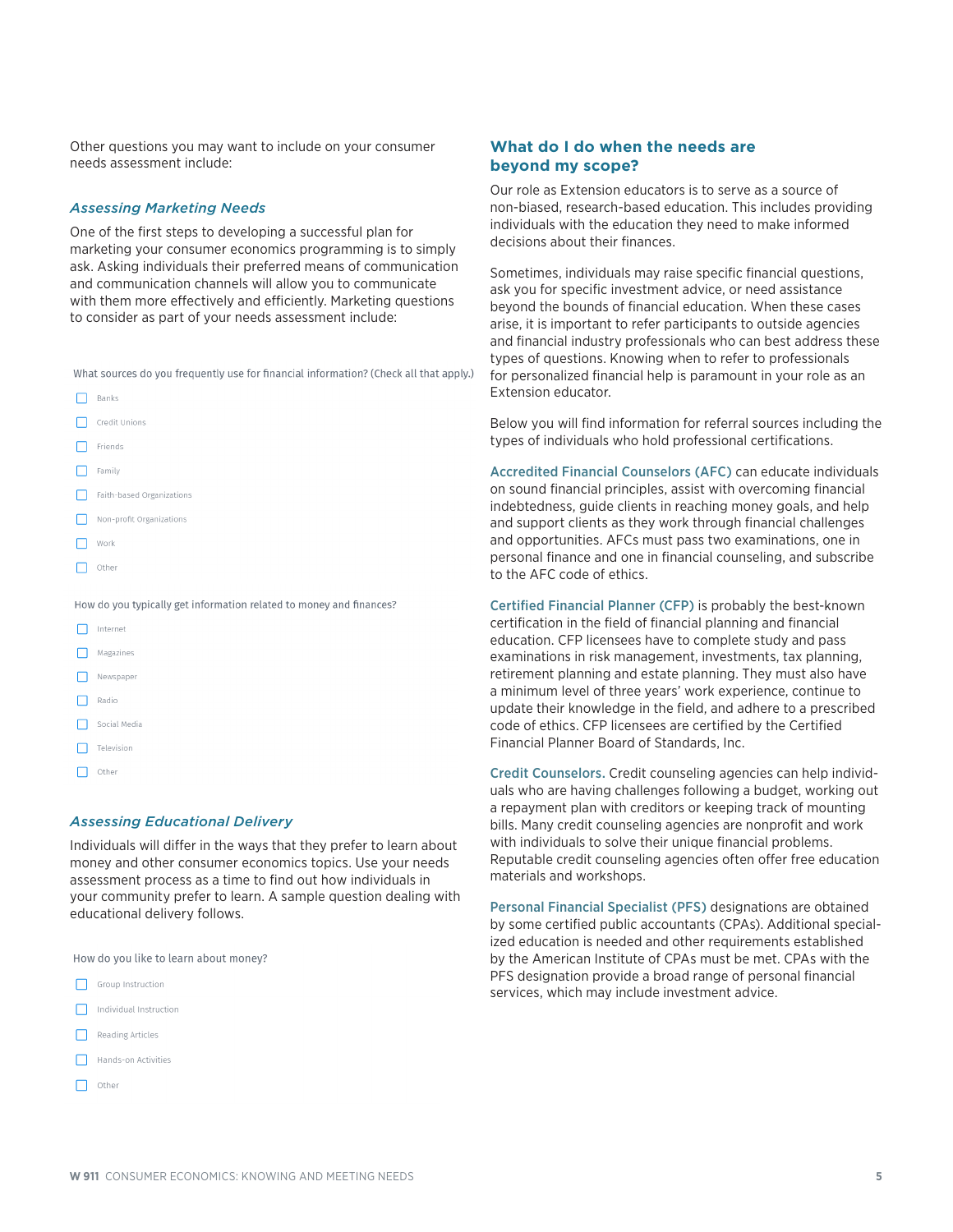Other questions you may want to include on your consumer needs assessment include:

### *Assessing Marketing Needs*

One of the first steps to developing a successful plan for marketing your consumer economics programming is to simply ask. Asking individuals their preferred means of communication and communication channels will allow you to communicate with them more effectively and efficiently. Marketing questions to consider as part of your needs assessment include:

What sources do you frequently use for financial information? (Check all that apply.)

- ☐ Banks
- ☐ Credit Unions
- ☐ Friends
- ☐ Family
- ☐ Faith-based Organizations
- ☐ Non-profit Organizations
- ☐ Work
- ☐ Other

How do you typically get information related to money and finances?

- ☐ Internet
- ☐ Magazines
- ☐ Newspaper
- ☐ Radio
- ☐ Social Media
- ☐ Television
- ☐ Other

### *Assessing Educational Delivery*

Individuals will differ in the ways that they prefer to learn about money and other consumer economics topics. Use your needs assessment process as a time to find out how individuals in your community prefer to learn. A sample question dealing with educational delivery follows.

How do you like to learn about money?

- ☐ Group Instruction
- ☐ Individual Instruction
- ☐ Reading Articles
- ☐ Hands-on Activities
- ☐ Other

## What do I do when the needs are beyond my scope?

Our role as Extension educators is to serve as a source of non-biased, research-based education. This includes providing individuals with the education they need to make informed decisions about their finances.

Sometimes, individuals may raise specific financial questions, ask you for specific investment advice, or need assistance beyond the bounds of financial education. When these cases arise, it is important to refer participants to outside agencies and financial industry professionals who can best address these types of questions. Knowing when to refer to professionals for personalized financial help is paramount in your role as an Extension educator.

Below you will find information for referral sources including the types of individuals who hold professional certifications.

**Accredited Financial Counselors (AFC)** can educate individuals on sound financial principles, assist with overcoming financial indebtedness, guide clients in reaching money goals, and help and support clients as they work through financial challenges and opportunities. AFCs must pass two examinations, one in personal finance and one in financial counseling, and subscribe to the AFC code of ethics.

**Certified Financial Planner (CFP)** is probably the best-known certification in the field of financial planning and financial education. CFP licensees have to complete study and pass examinations in risk management, investments, tax planning, retirement planning and estate planning. They must also have a minimum level of three years' work experience, continue to update their knowledge in the field, and adhere to a prescribed code of ethics. CFP licensees are certified by the Certified Financial Planner Board of Standards, Inc.

**Credit Counselors.** Credit counseling agencies can help individuals who are having challenges following a budget, working out a repayment plan with creditors or keeping track of mounting bills. Many credit counseling agencies are nonprofit and work with individuals to solve their unique financial problems. Reputable credit counseling agencies often offer free education materials and workshops.

**Personal Financial Specialist (PFS)** designations are obtained by some certified public accountants (CPAs). Additional specialized education is needed and other requirements established by the American Institute of CPAs must be met. CPAs with the PFS designation provide a broad range of personal financial services, which may include investment advice.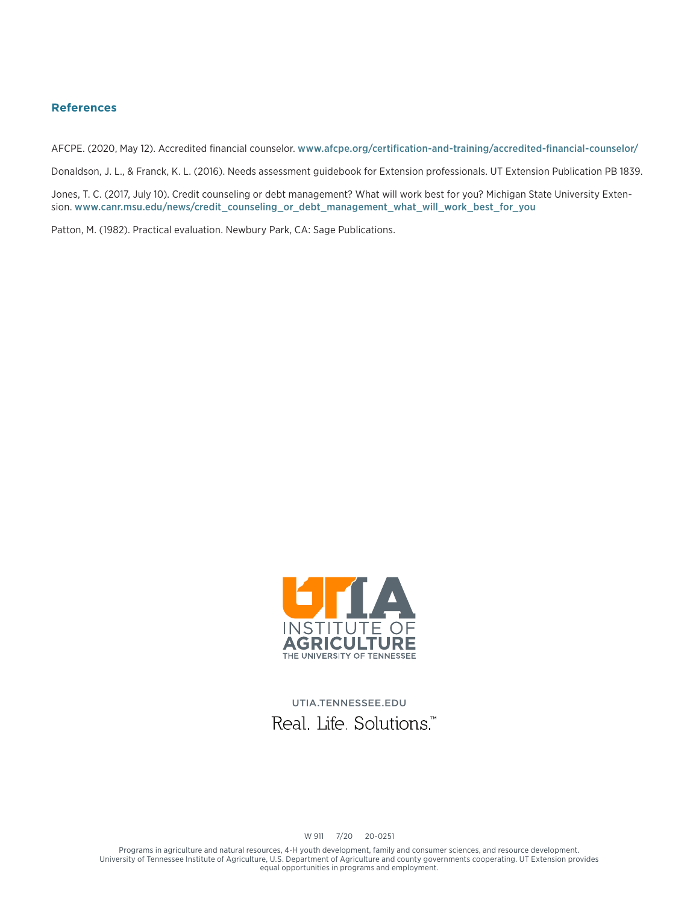## References

AFCPE. (2020, May 12). Accredited financial counselor. www.afcpe.org/certification-and-training/accredited-financial-counselor/

Donaldson, J. L., & Franck, K. L. (2016). Needs assessment guidebook for Extension professionals. UT Extension Publication PB 1839.

Jones, T. C. (2017, July 10). Credit counseling or debt management? What will work best for you? Michigan State University Extension. www.canr.msu.edu/news/credit_counseling_or_debt_management_what_will_work_best_for_you

Patton, M. (1982). Practical evaluation. Newbury Park, CA: Sage Publications.

UTIA INSTITUTE OF AGRICULTURE THE UNIVERSITY OF TENNESSEE

UTIA.TENNESSEE.EDU

Real. Life. Solutions.™

W 911 7/20 20-0251

Programs in agriculture and natural resources, 4-H youth development, family and consumer sciences, and resource development. University of Tennessee Institute of Agriculture, U.S. Department of Agriculture and county governments cooperating. UT Extension provides equal opportunities in programs and employment.